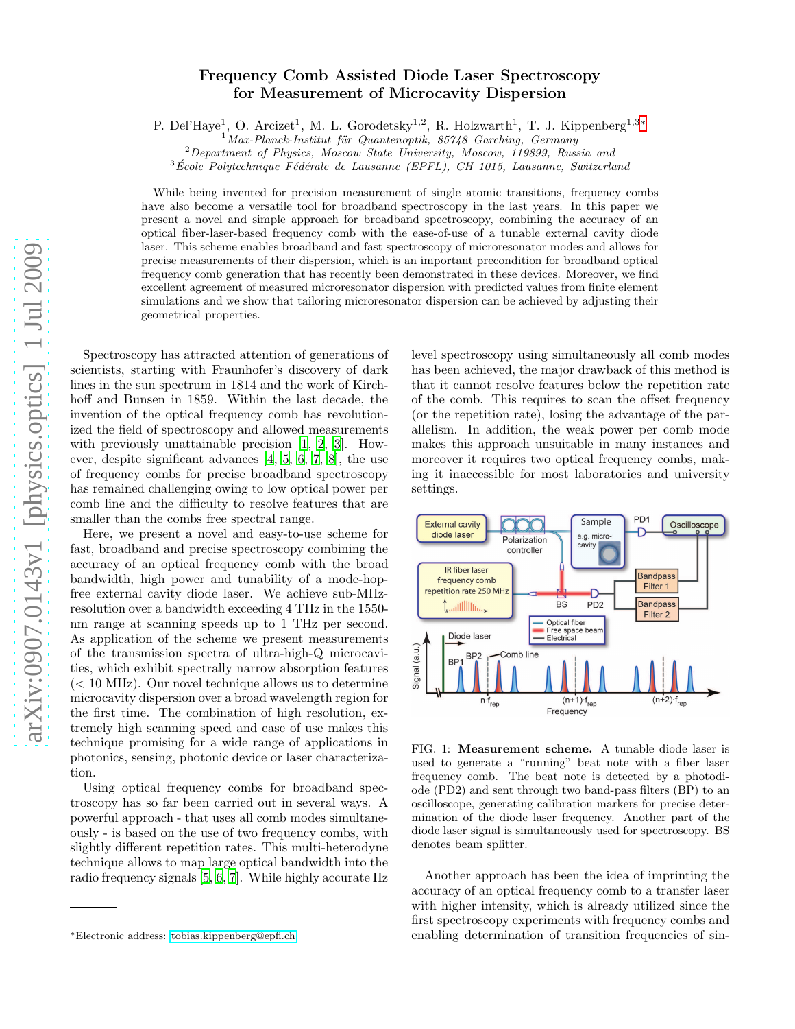# Frequency Comb Assisted Diode Laser Spectroscopy for Measurement of Microcavity Dispersion

P. Del'Haye[1], O. Arcizet[1], M. L. Gorodetsky[1,2], R. Holzwarth[1], T. J. Kippenberg[1,3*]

[1] *Max-Planck-Institut für Quantenoptik, 85748 Garching, Germany*
[2] *Department of Physics, Moscow State University, Moscow, 119899, Russia and*
[3] *École Polytechnique Fédérale de Lausanne (EPFL), CH 1015, Lausanne, Switzerland*

While being invented for precision measurement of single atomic transitions, frequency combs have also become a versatile tool for broadband spectroscopy in the last years. In this paper we present a novel and simple approach for broadband spectroscopy, combining the accuracy of an optical fiber-laser-based frequency comb with the ease-of-use of a tunable external cavity diode laser. This scheme enables broadband and fast spectroscopy of microresonator modes and allows for precise measurements of their dispersion, which is an important precondition for broadband optical frequency comb generation that has recently been demonstrated in these devices. Moreover, we find excellent agreement of measured microresonator dispersion with predicted values from finite element simulations and we show that tailoring microresonator dispersion can be achieved by adjusting their geometrical properties.

Spectroscopy has attracted attention of generations of scientists, starting with Fraunhofer's discovery of dark lines in the sun spectrum in 1814 and the work of Kirchhoff and Bunsen in 1859. Within the last decade, the invention of the optical frequency comb has revolutionized the field of spectroscopy and allowed measurements with previously unattainable precision [1, 2, 3]. However, despite significant advances [4, 5, 6, 7, 8], the use of frequency combs for precise broadband spectroscopy has remained challenging owing to low optical power per comb line and the difficulty to resolve features that are smaller than the combs free spectral range.

Here, we present a novel and easy-to-use scheme for fast, broadband and precise spectroscopy combining the accuracy of an optical frequency comb with the broad bandwidth, high power and tunability of a mode-hop-free external cavity diode laser. We achieve sub-MHz-resolution over a bandwidth exceeding 4 THz in the 1550-nm range at scanning speeds up to 1 THz per second. As application of the scheme we present measurements of the transmission spectra of ultra-high-Q microcavities, which exhibit spectrally narrow absorption features (< 10 MHz). Our novel technique allows us to determine microcavity dispersion over a broad wavelength region for the first time. The combination of high resolution, extremely high scanning speed and ease of use makes this technique promising for a wide range of applications in photonics, sensing, photonic device or laser characterization.

Using optical frequency combs for broadband spectroscopy has so far been carried out in several ways. A powerful approach - that uses all comb modes simultaneously - is based on the use of two frequency combs, with slightly different repetition rates. This multi-heterodyne technique allows to map large optical bandwidth into the radio frequency signals [5, 6, 7]. While highly accurate Hz level spectroscopy using simultaneously all comb modes has been achieved, the major drawback of this method is that it cannot resolve features below the repetition rate of the comb. This requires to scan the offset frequency (or the repetition rate), losing the advantage of the parallelism. In addition, the weak power per comb mode makes this approach unsuitable in many instances and moreover it requires two optical frequency combs, making it inaccessible for most laboratories and university settings.

FIG. 1: **Measurement scheme.** A tunable diode laser is used to generate a "running" beat note with a fiber laser frequency comb. The beat note is detected by a photodiode (PD2) and sent through two band-pass filters (BP) to an oscilloscope, generating calibration markers for precise determination of the diode laser frequency. Another part of the diode laser signal is simultaneously used for spectroscopy. BS denotes beam splitter.

Another approach has been the idea of imprinting the accuracy of an optical frequency comb to a transfer laser with higher intensity, which is already utilized since the first spectroscopy experiments with frequency combs and enabling determination of transition frequencies of sin-

*Electronic address: tobias.kippenberg@epfl.ch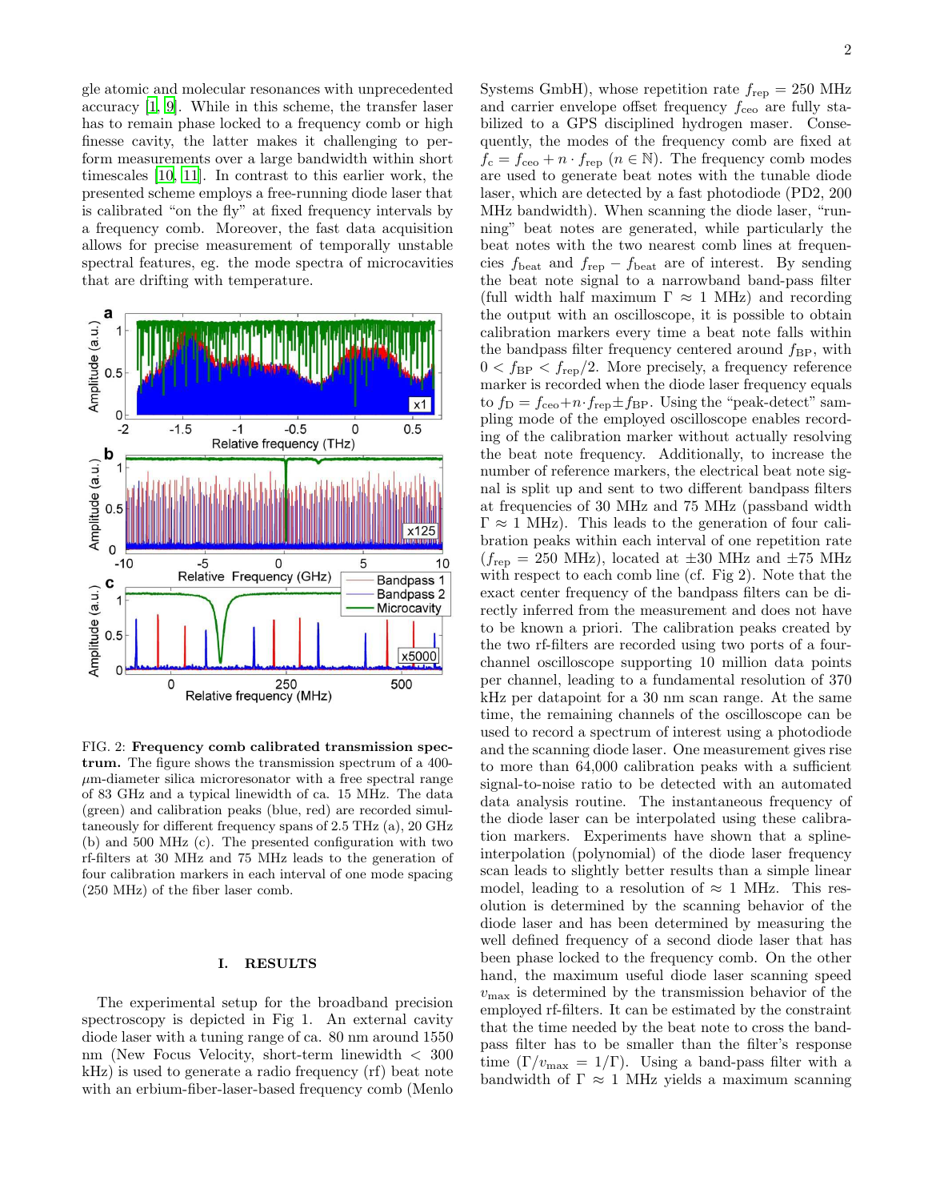gle atomic and molecular resonances with unprecedented accuracy [1, 9]. While in this scheme, the transfer laser has to remain phase locked to a frequency comb or high finesse cavity, the latter makes it challenging to perform measurements over a large bandwidth within short timescales [10, 11]. In contrast to this earlier work, the presented scheme employs a free-running diode laser that is calibrated "on the fly" at fixed frequency intervals by a frequency comb. Moreover, the fast data acquisition allows for precise measurement of temporally unstable spectral features, eg. the mode spectra of microcavities that are drifting with temperature.

FIG. 2: **Frequency comb calibrated transmission spectrum.** The figure shows the transmission spectrum of a 400-$\mu$m-diameter silica microresonator with a free spectral range of 83 GHz and a typical linewidth of ca. 15 MHz. The data (green) and calibration peaks (blue, red) are recorded simultaneously for different frequency spans of 2.5 THz (a), 20 GHz (b) and 500 MHz (c). The presented configuration with two rf-filters at 30 MHz and 75 MHz leads to the generation of four calibration markers in each interval of one mode spacing (250 MHz) of the fiber laser comb.

## I. RESULTS

The experimental setup for the broadband precision spectroscopy is depicted in Fig 1. An external cavity diode laser with a tuning range of ca. 80 nm around 1550 nm (New Focus Velocity, short-term linewidth < 300 kHz) is used to generate a radio frequency (rf) beat note with an erbium-fiber-laser-based frequency comb (Menlo Systems GmbH), whose repetition rate $f_{\mathrm{rep}} = 250$ MHz and carrier envelope offset frequency $f_{\mathrm{ceo}}$ are fully stabilized to a GPS disciplined hydrogen maser. Consequently, the modes of the frequency comb are fixed at $f_{\mathrm{c}} = f_{\mathrm{ceo}} + n \cdot f_{\mathrm{rep}}$ $(n \in \mathbb{N})$. The frequency comb modes are used to generate beat notes with the tunable diode laser, which are detected by a fast photodiode (PD2, 200 MHz bandwidth). When scanning the diode laser, "running" beat notes are generated, while particularly the beat notes with the two nearest comb lines at frequencies $f_{\mathrm{beat}}$ and $f_{\mathrm{rep}} - f_{\mathrm{beat}}$ are of interest. By sending the beat note signal to a narrowband band-pass filter (full width half maximum $\Gamma \approx 1$ MHz) and recording the output with an oscilloscope, it is possible to obtain calibration markers every time a beat note falls within the bandpass filter frequency centered around $f_{\mathrm{BP}}$, with $0 < f_{\mathrm{BP}} < f_{\mathrm{rep}}/2$. More precisely, a frequency reference marker is recorded when the diode laser frequency equals to $f_{\mathrm{D}} = f_{\mathrm{ceo}} + n \cdot f_{\mathrm{rep}} \pm f_{\mathrm{BP}}$. Using the "peak-detect" sampling mode of the employed oscilloscope enables recording of the calibration marker without actually resolving the beat note frequency. Additionally, to increase the number of reference markers, the electrical beat note signal is split up and sent to two different bandpass filters at frequencies of 30 MHz and 75 MHz (passband width $\Gamma \approx 1$ MHz). This leads to the generation of four calibration peaks within each interval of one repetition rate ($f_{\mathrm{rep}} = 250$ MHz), located at $\pm 30$ MHz and $\pm 75$ MHz with respect to each comb line (cf. Fig 2). Note that the exact center frequency of the bandpass filters can be directly inferred from the measurement and does not have to be known a priori. The calibration peaks created by the two rf-filters are recorded using two ports of a four-channel oscilloscope supporting 10 million data points per channel, leading to a fundamental resolution of 370 kHz per datapoint for a 30 nm scan range. At the same time, the remaining channels of the oscilloscope can be used to record a spectrum of interest using a photodiode and the scanning diode laser. One measurement gives rise to more than 64,000 calibration peaks with a sufficient signal-to-noise ratio to be detected with an automated data analysis routine. The instantaneous frequency of the diode laser can be interpolated using these calibration markers. Experiments have shown that a spline-interpolation (polynomial) of the diode laser frequency scan leads to slightly better results than a simple linear model, leading to a resolution of $\approx 1$ MHz. This resolution is determined by the scanning behavior of the diode laser and has been determined by measuring the well defined frequency of a second diode laser that has been phase locked to the frequency comb. On the other hand, the maximum useful diode laser scanning speed $v_{\mathrm{max}}$ is determined by the transmission behavior of the employed rf-filters. It can be estimated by the constraint that the time needed by the beat note to cross the bandpass filter has to be smaller than the filter's response time ($\Gamma / v_{\mathrm{max}} = 1/\Gamma$). Using a band-pass filter with a bandwidth of $\Gamma \approx 1$ MHz yields a maximum scanning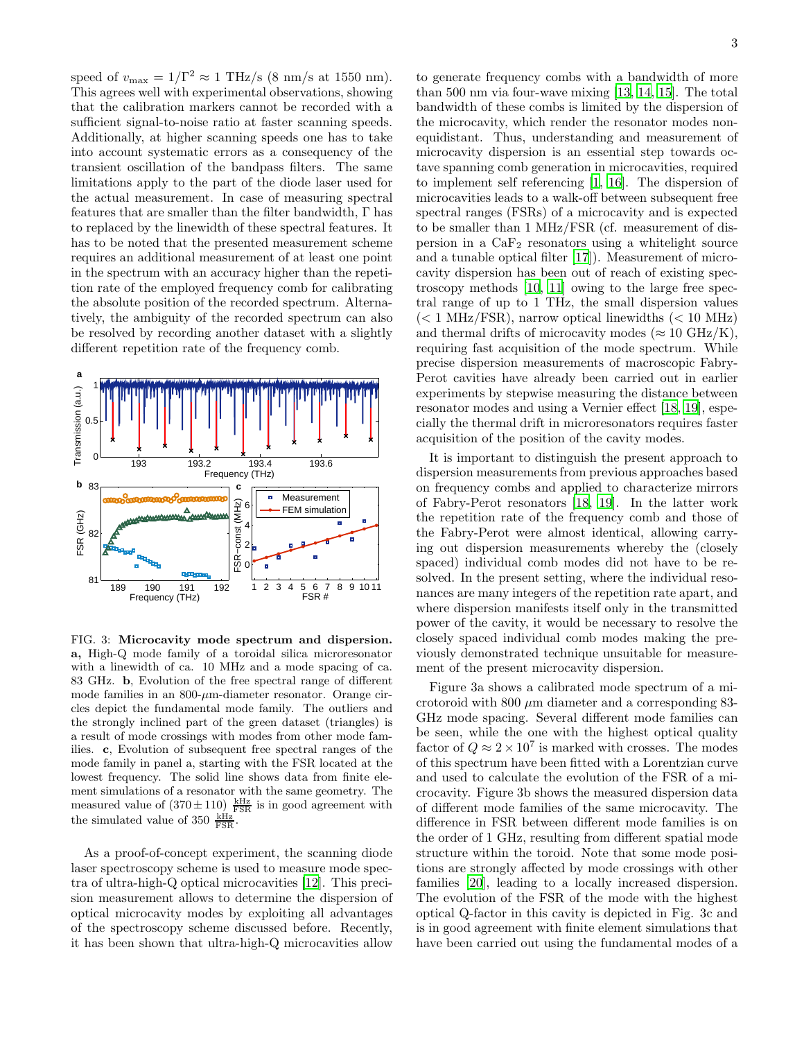speed of $v_{\max} = 1/\Gamma^2 \approx 1$ THz/s (8 nm/s at 1550 nm). This agrees well with experimental observations, showing that the calibration markers cannot be recorded with a sufficient signal-to-noise ratio at faster scanning speeds. Additionally, at higher scanning speeds one has to take into account systematic errors as a consequency of the transient oscillation of the bandpass filters. The same limitations apply to the part of the diode laser used for the actual measurement. In case of measuring spectral features that are smaller than the filter bandwidth, $\Gamma$ has to replaced by the linewidth of these spectral features. It has to be noted that the presented measurement scheme requires an additional measurement of at least one point in the spectrum with an accuracy higher than the repetition rate of the employed frequency comb for calibrating the absolute position of the recorded spectrum. Alternatively, the ambiguity of the recorded spectrum can also be resolved by recording another dataset with a slightly different repetition rate of the frequency comb.

FIG. 3: **Microcavity mode spectrum and dispersion.** **a,** High-Q mode family of a toroidal silica microresonator with a linewidth of ca. 10 MHz and a mode spacing of ca. 83 GHz. **b**, Evolution of the free spectral range of different mode families in an 800-$\mu$m-diameter resonator. Orange circles depict the fundamental mode family. The outliers and the strongly inclined part of the green dataset (triangles) is a result of mode crossings with modes from other mode families. **c**, Evolution of subsequent free spectral ranges of the mode family in panel a, starting with the FSR located at the lowest frequency. The solid line shows data from finite element simulations of a resonator with the same geometry. The measured value of $(370 \pm 110)$ $\frac{\text{kHz}}{\text{FSR}}$ is in good agreement with the simulated value of 350 $\frac{\text{kHz}}{\text{FSR}}$.

As a proof-of-concept experiment, the scanning diode laser spectroscopy scheme is used to measure mode spectra of ultra-high-Q optical microcavities [12]. This precision measurement allows to determine the dispersion of optical microcavity modes by exploiting all advantages of the spectroscopy scheme discussed before. Recently, it has been shown that ultra-high-Q microcavities allow to generate frequency combs with a bandwidth of more than 500 nm via four-wave mixing [13, 14, 15]. The total bandwidth of these combs is limited by the dispersion of the microcavity, which render the resonator modes non-equidistant. Thus, understanding and measurement of microcavity dispersion is an essential step towards octave spanning comb generation in microcavities, required to implement self referencing [1, 16]. The dispersion of microcavities leads to a walk-off between subsequent free spectral ranges (FSRs) of a microcavity and is expected to be smaller than 1 MHz/FSR (cf. measurement of dispersion in a $CaF_2$ resonators using a whitelight source and a tunable optical filter [17]). Measurement of microcavity dispersion has been out of reach of existing spectroscopy methods [10, 11] owing to the large free spectral range of up to 1 THz, the small dispersion values (< 1 MHz/FSR), narrow optical linewidths (< 10 MHz) and thermal drifts of microcavity modes ($\approx$ 10 GHz/K), requiring fast acquisition of the mode spectrum. While precise dispersion measurements of macroscopic Fabry-Perot cavities have already been carried out in earlier experiments by stepwise measuring the distance between resonator modes and using a Vernier effect [18, 19], especially the thermal drift in microresonators requires faster acquisition of the position of the cavity modes.

It is important to distinguish the present approach to dispersion measurements from previous approaches based on frequency combs and applied to characterize mirrors of Fabry-Perot resonators [18, 19]. In the latter work the repetition rate of the frequency comb and those of the Fabry-Perot were almost identical, allowing carrying out dispersion measurements whereby the (closely spaced) individual comb modes did not have to be resolved. In the present setting, where the individual resonances are many integers of the repetition rate apart, and where dispersion manifests itself only in the transmitted power of the cavity, it would be necessary to resolve the closely spaced individual comb modes making the previously demonstrated technique unsuitable for measurement of the present microcavity dispersion.

Figure 3a shows a calibrated mode spectrum of a microtoroid with 800 $\mu$m diameter and a corresponding 83-GHz mode spacing. Several different mode families can be seen, while the one with the highest optical quality factor of $Q \approx 2 \times 10^7$ is marked with crosses. The modes of this spectrum have been fitted with a Lorentzian curve and used to calculate the evolution of the FSR of a microcavity. Figure 3b shows the measured dispersion data of different mode families of the same microcavity. The difference in FSR between different mode families is on the order of 1 GHz, resulting from different spatial mode structure within the toroid. Note that some mode positions are strongly affected by mode crossings with other families [20], leading to a locally increased dispersion. The evolution of the FSR of the mode with the highest optical Q-factor in this cavity is depicted in Fig. 3c and is in good agreement with finite element simulations that have been carried out using the fundamental modes of a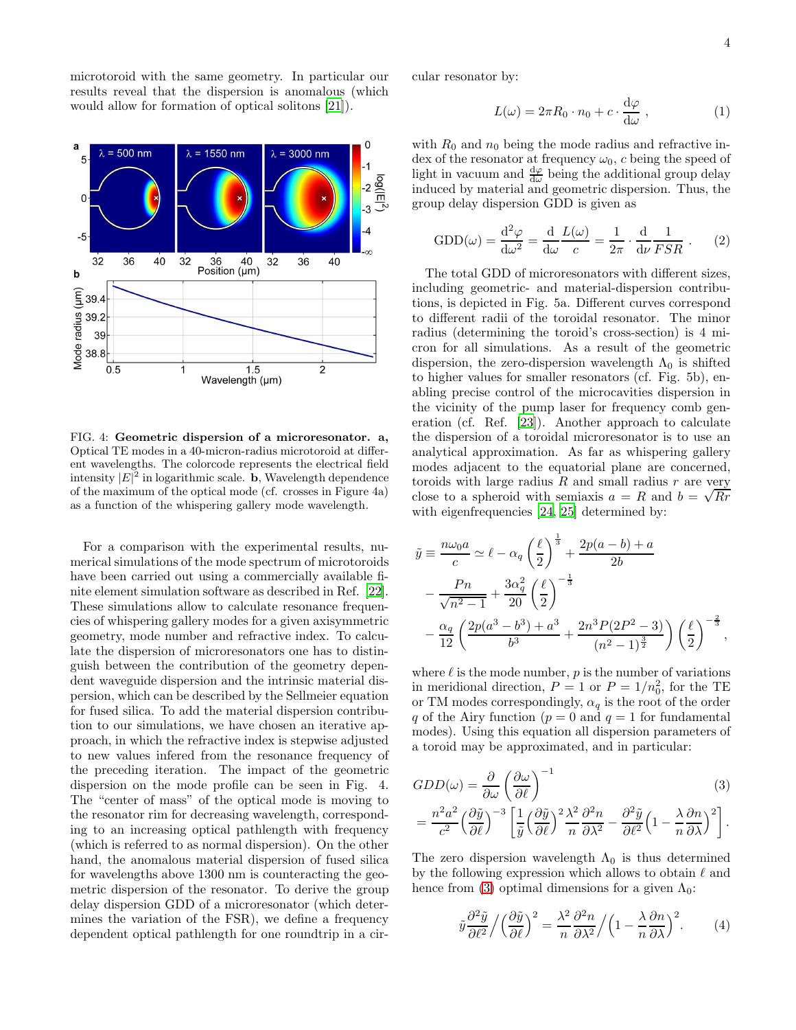microtoroid with the same geometry. In particular our results reveal that the dispersion is anomalous (which would allow for formation of optical solitons [21]).

FIG. 4: **Geometric dispersion of a microresonator. a,** Optical TE modes in a 40-micron-radius microtoroid at different wavelengths. The colorcode represents the electrical field intensity $|E|^2$ in logarithmic scale. **b**, Wavelength dependence of the maximum of the optical mode (cf. crosses in Figure 4a) as a function of the whispering gallery mode wavelength.

For a comparison with the experimental results, numerical simulations of the mode spectrum of microtoroids have been carried out using a commercially available finite element simulation software as described in Ref. [22]. These simulations allow to calculate resonance frequencies of whispering gallery modes for a given axisymmetric geometry, mode number and refractive index. To calculate the dispersion of microresonators one has to distinguish between the contribution of the geometry dependent waveguide dispersion and the intrinsic material dispersion, which can be described by the Sellmeier equation for fused silica. To add the material dispersion contribution to our simulations, we have chosen an iterative approach, in which the refractive index is stepwise adjusted to new values infered from the resonance frequency of the preceding iteration. The impact of the geometric dispersion on the mode profile can be seen in Fig. 4. The "center of mass" of the optical mode is moving to the resonator rim for decreasing wavelength, corresponding to an increasing optical pathlength with frequency (which is referred to as normal dispersion). On the other hand, the anomalous material dispersion of fused silica for wavelengths above 1300 nm is counteracting the geometric dispersion of the resonator. To derive the group delay dispersion GDD of a microresonator (which determines the variation of the FSR), we define a frequency dependent optical pathlength for one roundtrip in a circular resonator by:

$$L(\omega) = 2\pi R_0 \cdot n_0 + c \cdot \frac{\mathrm{d}\varphi}{\mathrm{d}\omega}\ , \tag{1}$$

with $R_0$ and $n_0$ being the mode radius and refractive index of the resonator at frequency $\omega_0$, $c$ being the speed of light in vacuum and $\frac{\mathrm{d}\varphi}{\mathrm{d}\omega}$ being the additional group delay induced by material and geometric dispersion. Thus, the group delay dispersion GDD is given as

$$\mathrm{GDD}(\omega) = \frac{\mathrm{d}^2\varphi}{\mathrm{d}\omega^2} = \frac{\mathrm{d}}{\mathrm{d}\omega}\frac{L(\omega)}{c} = \frac{1}{2\pi}\cdot\frac{\mathrm{d}}{\mathrm{d}\nu}\frac{1}{FSR}\ . \tag{2}$$

The total GDD of microresonators with different sizes, including geometric- and material-dispersion contributions, is depicted in Fig. 5a. Different curves correspond to different radii of the toroidal resonator. The minor radius (determining the toroid's cross-section) is 4 micron for all simulations. As a result of the geometric dispersion, the zero-dispersion wavelength $\Lambda_0$ is shifted to higher values for smaller resonators (cf. Fig. 5b), enabling precise control of the microcavities dispersion in the vicinity of the pump laser for frequency comb generation (cf. Ref. [23]). Another approach to calculate the dispersion of a toroidal microresonator is to use an analytical approximation. As far as whispering gallery modes adjacent to the equatorial plane are concerned, toroids with large radius $R$ and small radius $r$ are very close to a spheroid with semiaxis $a = R$ and $b = \sqrt{Rr}$ with eigenfrequencies [24, 25] determined by:

$$\begin{aligned}
\tilde{y} \equiv \frac{n\omega_0 a}{c} &\simeq \ell - \alpha_q\left(\frac{\ell}{2}\right)^{\frac{1}{3}} + \frac{2p(a-b)+a}{2b} \\
&- \frac{Pn}{\sqrt{n^2-1}} + \frac{3\alpha_q^2}{20}\left(\frac{\ell}{2}\right)^{-\frac{1}{3}} \\
&- \frac{\alpha_q}{12}\left(\frac{2p(a^3-b^3)+a^3}{b^3} + \frac{2n^3P(2P^2-3)}{(n^2-1)^{\frac{3}{2}}}\right)\left(\frac{\ell}{2}\right)^{-\frac{2}{3}},
\end{aligned}$$

where $\ell$ is the mode number, $p$ is the number of variations in meridional direction, $P = 1$ or $P = 1/n_0^2$, for the TE or TM modes correspondingly, $\alpha_q$ is the root of the order $q$ of the Airy function ($p = 0$ and $q = 1$ for fundamental modes). Using this equation all dispersion parameters of a toroid may be approximated, and in particular:

$$\begin{aligned}
GDD(\omega) &= \frac{\partial}{\partial\omega}\left(\frac{\partial\omega}{\partial\ell}\right)^{-1} \qquad (3)\\
&= \frac{n^2a^2}{c^2}\Big(\frac{\partial\tilde{y}}{\partial\ell}\Big)^{-3}\left[\frac{1}{\tilde{y}}\Big(\frac{\partial\tilde{y}}{\partial\ell}\Big)^2\frac{\lambda^2}{n}\frac{\partial^2 n}{\partial\lambda^2} - \frac{\partial^2\tilde{y}}{\partial\ell^2}\Big(1-\frac{\lambda}{n}\frac{\partial n}{\partial\lambda}\Big)^2\right].
\end{aligned}$$

The zero dispersion wavelength $\Lambda_0$ is thus determined by the following expression which allows to obtain $\ell$ and hence from (3) optimal dimensions for a given $\Lambda_0$:

$$\tilde{y}\frac{\partial^2\tilde{y}}{\partial\ell^2}\Big/\Big(\frac{\partial\tilde{y}}{\partial\ell}\Big)^2 = \frac{\lambda^2}{n}\frac{\partial^2 n}{\partial\lambda^2}\Big/\Big(1-\frac{\lambda}{n}\frac{\partial n}{\partial\lambda}\Big)^2. \tag{4}$$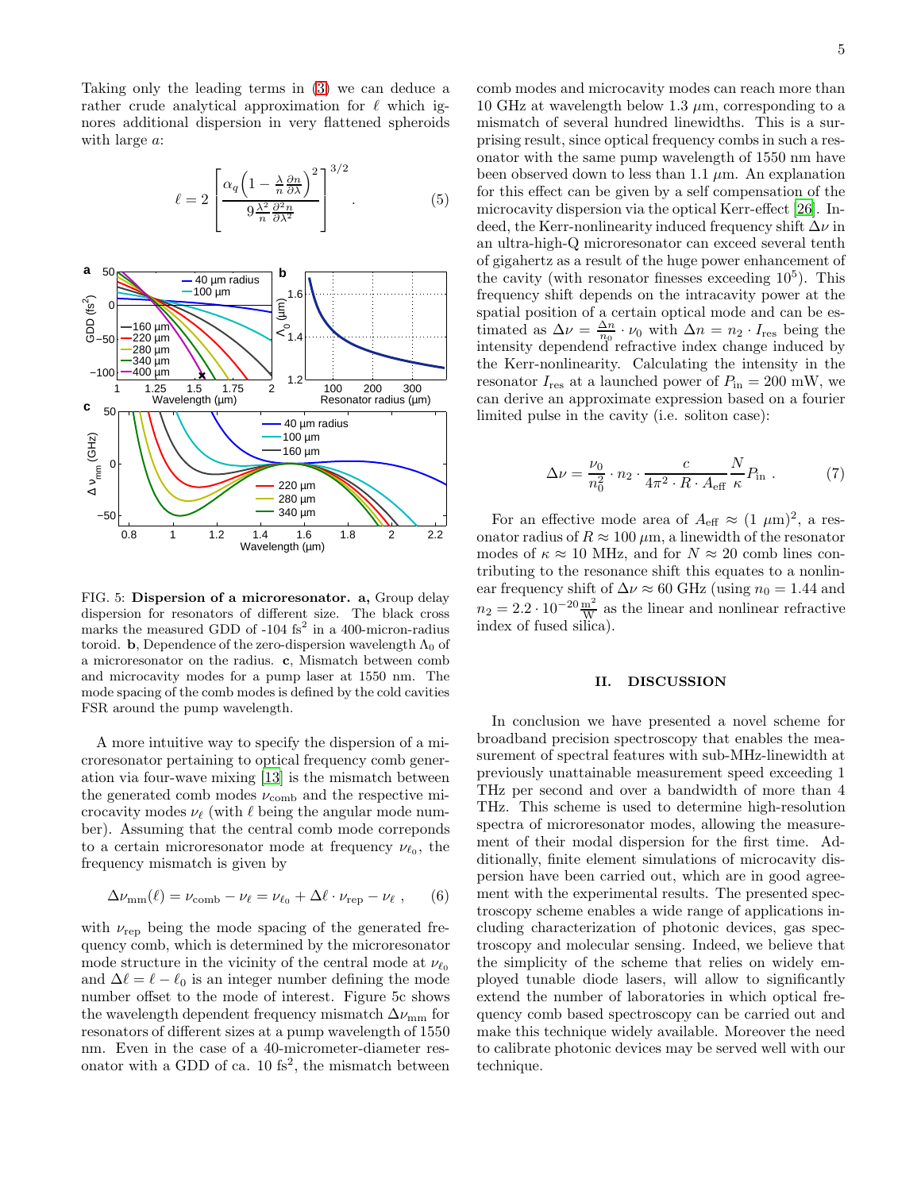Taking only the leading terms in (3) we can deduce a rather crude analytical approximation for $\ell$ which ignores additional dispersion in very flattened spheroids with large $a$:

$$\ell = 2\left[\frac{\alpha_q\left(1-\frac{\lambda}{n}\frac{\partial n}{\partial\lambda}\right)^2}{9\frac{\lambda^2}{n}\frac{\partial^2 n}{\partial\lambda^2}}\right]^{3/2}. \quad (5)$$

FIG. 5: **Dispersion of a microresonator. a,** Group delay dispersion for resonators of different size. The black cross marks the measured GDD of -104 fs$^2$ in a 400-micron-radius toroid. **b**, Dependence of the zero-dispersion wavelength $\Lambda_0$ of a microresonator on the radius. **c**, Mismatch between comb and microcavity modes for a pump laser at 1550 nm. The mode spacing of the comb modes is defined by the cold cavities FSR around the pump wavelength.

A more intuitive way to specify the dispersion of a microresonator pertaining to optical frequency comb generation via four-wave mixing [13] is the mismatch between the generated comb modes $\nu_{\text{comb}}$ and the respective microcavity modes $\nu_\ell$ (with $\ell$ being the angular mode number). Assuming that the central comb mode correponds to a certain microresonator mode at frequency $\nu_{\ell_0}$, the frequency mismatch is given by

$$\Delta\nu_{\text{mm}}(\ell) = \nu_{\text{comb}} - \nu_\ell = \nu_{\ell_0} + \Delta\ell\cdot\nu_{\text{rep}} - \nu_\ell\ , \quad (6)$$

with $\nu_{\text{rep}}$ being the mode spacing of the generated frequency comb, which is determined by the microresonator mode structure in the vicinity of the central mode at $\nu_{\ell_0}$ and $\Delta\ell = \ell - \ell_0$ is an integer number defining the mode number offset to the mode of interest. Figure 5c shows the wavelength dependent frequency mismatch $\Delta\nu_{\text{mm}}$ for resonators of different sizes at a pump wavelength of 1550 nm. Even in the case of a 40-micrometer-diameter resonator with a GDD of ca. 10 fs$^2$, the mismatch between comb modes and microcavity modes can reach more than 10 GHz at wavelength below 1.3 $\mu$m, corresponding to a mismatch of several hundred linewidths. This is a surprising result, since optical frequency combs in such a resonator with the same pump wavelength of 1550 nm have been observed down to less than 1.1 $\mu$m. An explanation for this effect can be given by a self compensation of the microcavity dispersion via the optical Kerr-effect [26]. Indeed, the Kerr-nonlinearity induced frequency shift $\Delta\nu$ in an ultra-high-Q microresonator can exceed several tenth of gigahertz as a result of the huge power enhancement of the cavity (with resonator finesses exceeding $10^5$). This frequency shift depends on the intracavity power at the spatial position of a certain optical mode and can be estimated as $\Delta\nu = \frac{\Delta n}{n_0}\cdot\nu_0$ with $\Delta n = n_2\cdot I_{\text{res}}$ being the intensity dependend refractive index change induced by the Kerr-nonlinearity. Calculating the intensity in the resonator $I_{\text{res}}$ at a launched power of $P_{\text{in}} = 200$ mW, we can derive an approximate expression based on a fourier limited pulse in the cavity (i.e. soliton case):

$$\Delta\nu = \frac{\nu_0}{n_0^2}\cdot n_2\cdot\frac{c}{4\pi^2\cdot R\cdot A_{\text{eff}}}\frac{N}{\kappa}P_{\text{in}}\ . \quad (7)$$

For an effective mode area of $A_{\text{eff}} \approx (1\ \mu\text{m})^2$, a resonator radius of $R \approx 100\ \mu$m, a linewidth of the resonator modes of $\kappa \approx 10$ MHz, and for $N \approx 20$ comb lines contributing to the resonance shift this equates to a nonlinear frequency shift of $\Delta\nu \approx 60$ GHz (using $n_0 = 1.44$ and $n_2 = 2.2\cdot 10^{-20}\frac{\text{m}^2}{\text{W}}$ as the linear and nonlinear refractive index of fused silica).

## II. DISCUSSION

In conclusion we have presented a novel scheme for broadband precision spectroscopy that enables the measurement of spectral features with sub-MHz-linewidth at previously unattainable measurement speed exceeding 1 THz per second and over a bandwidth of more than 4 THz. This scheme is used to determine high-resolution spectra of microresonator modes, allowing the measurement of their modal dispersion for the first time. Additionally, finite element simulations of microcavity dispersion have been carried out, which are in good agreement with the experimental results. The presented spectroscopy scheme enables a wide range of applications including characterization of photonic devices, gas spectroscopy and molecular sensing. Indeed, we believe that the simplicity of the scheme that relies on widely employed tunable diode lasers, will allow to significantly extend the number of laboratories in which optical frequency comb based spectroscopy can be carried out and make this technique widely available. Moreover the need to calibrate photonic devices may be served well with our technique.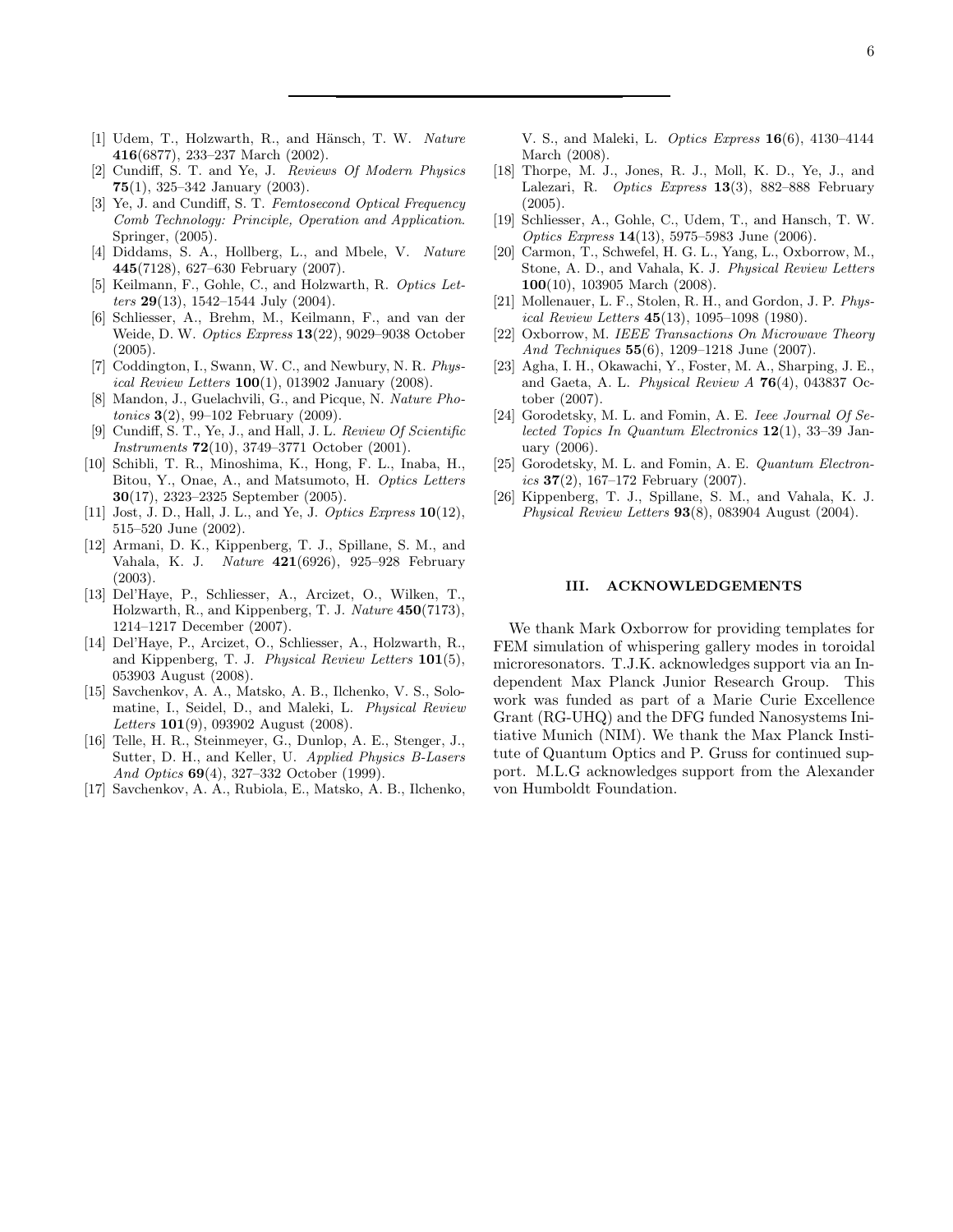[1] Udem, T., Holzwarth, R., and Hänsch, T. W. *Nature* **416**(6877), 233–237 March (2002).

[2] Cundiff, S. T. and Ye, J. *Reviews Of Modern Physics* **75**(1), 325–342 January (2003).

[3] Ye, J. and Cundiff, S. T. *Femtosecond Optical Frequency Comb Technology: Principle, Operation and Application*. Springer, (2005).

[4] Diddams, S. A., Hollberg, L., and Mbele, V. *Nature* **445**(7128), 627–630 February (2007).

[5] Keilmann, F., Gohle, C., and Holzwarth, R. *Optics Letters* **29**(13), 1542–1544 July (2004).

[6] Schliesser, A., Brehm, M., Keilmann, F., and van der Weide, D. W. *Optics Express* **13**(22), 9029–9038 October (2005).

[7] Coddington, I., Swann, W. C., and Newbury, N. R. *Physical Review Letters* **100**(1), 013902 January (2008).

[8] Mandon, J., Guelachvili, G., and Picque, N. *Nature Photonics* **3**(2), 99–102 February (2009).

[9] Cundiff, S. T., Ye, J., and Hall, J. L. *Review Of Scientific Instruments* **72**(10), 3749–3771 October (2001).

[10] Schibli, T. R., Minoshima, K., Hong, F. L., Inaba, H., Bitou, Y., Onae, A., and Matsumoto, H. *Optics Letters* **30**(17), 2323–2325 September (2005).

[11] Jost, J. D., Hall, J. L., and Ye, J. *Optics Express* **10**(12), 515–520 June (2002).

[12] Armani, D. K., Kippenberg, T. J., Spillane, S. M., and Vahala, K. J. *Nature* **421**(6926), 925–928 February (2003).

[13] Del'Haye, P., Schliesser, A., Arcizet, O., Wilken, T., Holzwarth, R., and Kippenberg, T. J. *Nature* **450**(7173), 1214–1217 December (2007).

[14] Del'Haye, P., Arcizet, O., Schliesser, A., Holzwarth, R., and Kippenberg, T. J. *Physical Review Letters* **101**(5), 053903 August (2008).

[15] Savchenkov, A. A., Matsko, A. B., Ilchenko, V. S., Solomatine, I., Seidel, D., and Maleki, L. *Physical Review Letters* **101**(9), 093902 August (2008).

[16] Telle, H. R., Steinmeyer, G., Dunlop, A. E., Stenger, J., Sutter, D. H., and Keller, U. *Applied Physics B-Lasers And Optics* **69**(4), 327–332 October (1999).

[17] Savchenkov, A. A., Rubiola, E., Matsko, A. B., Ilchenko, V. S., and Maleki, L. *Optics Express* **16**(6), 4130–4144 March (2008).

[18] Thorpe, M. J., Jones, R. J., Moll, K. D., Ye, J., and Lalezari, R. *Optics Express* **13**(3), 882–888 February (2005).

[19] Schliesser, A., Gohle, C., Udem, T., and Hansch, T. W. *Optics Express* **14**(13), 5975–5983 June (2006).

[20] Carmon, T., Schwefel, H. G. L., Yang, L., Oxborrow, M., Stone, A. D., and Vahala, K. J. *Physical Review Letters* **100**(10), 103905 March (2008).

[21] Mollenauer, L. F., Stolen, R. H., and Gordon, J. P. *Physical Review Letters* **45**(13), 1095–1098 (1980).

[22] Oxborrow, M. *IEEE Transactions On Microwave Theory And Techniques* **55**(6), 1209–1218 June (2007).

[23] Agha, I. H., Okawachi, Y., Foster, M. A., Sharping, J. E., and Gaeta, A. L. *Physical Review A* **76**(4), 043837 October (2007).

[24] Gorodetsky, M. L. and Fomin, A. E. *Ieee Journal Of Selected Topics In Quantum Electronics* **12**(1), 33–39 January (2006).

[25] Gorodetsky, M. L. and Fomin, A. E. *Quantum Electronics* **37**(2), 167–172 February (2007).

[26] Kippenberg, T. J., Spillane, S. M., and Vahala, K. J. *Physical Review Letters* **93**(8), 083904 August (2004).

## III. ACKNOWLEDGEMENTS

We thank Mark Oxborrow for providing templates for FEM simulation of whispering gallery modes in toroidal microresonators. T.J.K. acknowledges support via an Independent Max Planck Junior Research Group. This work was funded as part of a Marie Curie Excellence Grant (RG-UHQ) and the DFG funded Nanosystems Initiative Munich (NIM). We thank the Max Planck Institute of Quantum Optics and P. Gruss for continued support. M.L.G acknowledges support from the Alexander von Humboldt Foundation.